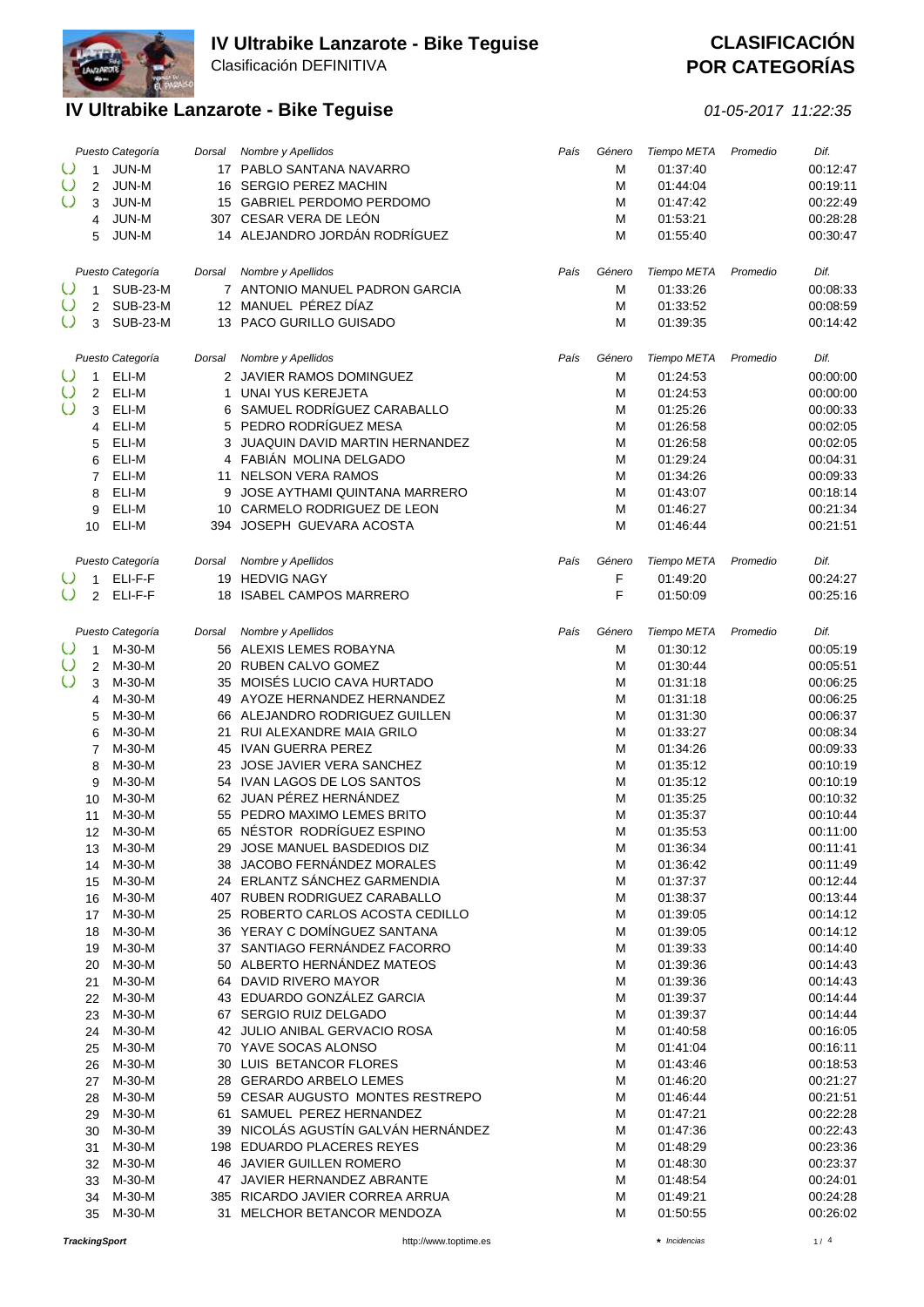# IV Ultrabike Lanzarote - Bike Teguise

Clasificación DEFINITIVA

## CLASIFICACIÓN POR CATEGORÍAS

## IV Ultrabike Lanzarote - Bike Teguise

*01-05-2017 11:22:35*

| Puesto | Categoría | Dorsal | Nombre y Apellidos | País | Género | Tiempo META | Promedio | Dif. |
|---|---|---|---|---|---|---|---|---|
| 1 | JUN-M | 17 | PABLO SANTANA NAVARRO | | M | 01:37:40 | | 00:12:47 |
| 2 | JUN-M | 16 | SERGIO PEREZ MACHIN | | M | 01:44:04 | | 00:19:11 |
| 3 | JUN-M | 15 | GABRIEL PERDOMO PERDOMO | | M | 01:47:42 | | 00:22:49 |
| 4 | JUN-M | 307 | CESAR VERA DE LEÓN | | M | 01:53:21 | | 00:28:28 |
| 5 | JUN-M | 14 | ALEJANDRO JORDÁN RODRÍGUEZ | | M | 01:55:40 | | 00:30:47 |

| Puesto | Categoría | Dorsal | Nombre y Apellidos | País | Género | Tiempo META | Promedio | Dif. |
|---|---|---|---|---|---|---|---|---|
| 1 | SUB-23-M | 7 | ANTONIO MANUEL PADRON GARCIA | | M | 01:33:26 | | 00:08:33 |
| 2 | SUB-23-M | 12 | MANUEL PÉREZ DÍAZ | | M | 01:33:52 | | 00:08:59 |
| 3 | SUB-23-M | 13 | PACO GURILLO GUISADO | | M | 01:39:35 | | 00:14:42 |

| Puesto | Categoría | Dorsal | Nombre y Apellidos | País | Género | Tiempo META | Promedio | Dif. |
|---|---|---|---|---|---|---|---|---|
| 1 | ELI-M | 2 | JAVIER RAMOS DOMINGUEZ | | M | 01:24:53 | | 00:00:00 |
| 2 | ELI-M | 1 | UNAI YUS KEREJETA | | M | 01:24:53 | | 00:00:00 |
| 3 | ELI-M | 6 | SAMUEL RODRÍGUEZ CARABALLO | | M | 01:25:26 | | 00:00:33 |
| 4 | ELI-M | 5 | PEDRO RODRÍGUEZ MESA | | M | 01:26:58 | | 00:02:05 |
| 5 | ELI-M | 3 | JUAQUIN DAVID MARTIN HERNANDEZ | | M | 01:26:58 | | 00:02:05 |
| 6 | ELI-M | 4 | FABIÁN MOLINA DELGADO | | M | 01:29:24 | | 00:04:31 |
| 7 | ELI-M | 11 | NELSON VERA RAMOS | | M | 01:34:26 | | 00:09:33 |
| 8 | ELI-M | 9 | JOSE AYTHAMI QUINTANA MARRERO | | M | 01:43:07 | | 00:18:14 |
| 9 | ELI-M | 10 | CARMELO RODRIGUEZ DE LEON | | M | 01:46:27 | | 00:21:34 |
| 10 | ELI-M | 394 | JOSEPH GUEVARA ACOSTA | | M | 01:46:44 | | 00:21:51 |

| Puesto | Categoría | Dorsal | Nombre y Apellidos | País | Género | Tiempo META | Promedio | Dif. |
|---|---|---|---|---|---|---|---|---|
| 1 | ELI-F-F | 19 | HEDVIG NAGY | | F | 01:49:20 | | 00:24:27 |
| 2 | ELI-F-F | 18 | ISABEL CAMPOS MARRERO | | F | 01:50:09 | | 00:25:16 |

| Puesto | Categoría | Dorsal | Nombre y Apellidos | País | Género | Tiempo META | Promedio | Dif. |
|---|---|---|---|---|---|---|---|---|
| 1 | M-30-M | 56 | ALEXIS LEMES ROBAYNA | | M | 01:30:12 | | 00:05:19 |
| 2 | M-30-M | 20 | RUBEN CALVO GOMEZ | | M | 01:30:44 | | 00:05:51 |
| 3 | M-30-M | 35 | MOISÉS LUCIO CAVA HURTADO | | M | 01:31:18 | | 00:06:25 |
| 4 | M-30-M | 49 | AYOZE HERNANDEZ HERNANDEZ | | M | 01:31:18 | | 00:06:25 |
| 5 | M-30-M | 66 | ALEJANDRO RODRIGUEZ GUILLEN | | M | 01:31:30 | | 00:06:37 |
| 6 | M-30-M | 21 | RUI ALEXANDRE MAIA GRILO | | M | 01:33:27 | | 00:08:34 |
| 7 | M-30-M | 45 | IVAN GUERRA PEREZ | | M | 01:34:26 | | 00:09:33 |
| 8 | M-30-M | 23 | JOSE JAVIER VERA SANCHEZ | | M | 01:35:12 | | 00:10:19 |
| 9 | M-30-M | 54 | IVAN LAGOS DE LOS SANTOS | | M | 01:35:12 | | 00:10:19 |
| 10 | M-30-M | 62 | JUAN PÉREZ HERNÁNDEZ | | M | 01:35:25 | | 00:10:32 |
| 11 | M-30-M | 55 | PEDRO MAXIMO LEMES BRITO | | M | 01:35:37 | | 00:10:44 |
| 12 | M-30-M | 65 | NÉSTOR RODRÍGUEZ ESPINO | | M | 01:35:53 | | 00:11:00 |
| 13 | M-30-M | 29 | JOSE MANUEL BASDEDIOS DIZ | | M | 01:36:34 | | 00:11:41 |
| 14 | M-30-M | 38 | JACOBO FERNÁNDEZ MORALES | | M | 01:36:42 | | 00:11:49 |
| 15 | M-30-M | 24 | ERLANTZ SÁNCHEZ GARMENDIA | | M | 01:37:37 | | 00:12:44 |
| 16 | M-30-M | 407 | RUBEN RODRIGUEZ CARABALLO | | M | 01:38:37 | | 00:13:44 |
| 17 | M-30-M | 25 | ROBERTO CARLOS ACOSTA CEDILLO | | M | 01:39:05 | | 00:14:12 |
| 18 | M-30-M | 36 | YERAY C DOMÍNGUEZ SANTANA | | M | 01:39:05 | | 00:14:12 |
| 19 | M-30-M | 37 | SANTIAGO FERNÁNDEZ FACORRO | | M | 01:39:33 | | 00:14:40 |
| 20 | M-30-M | 50 | ALBERTO HERNÁNDEZ MATEOS | | M | 01:39:36 | | 00:14:43 |
| 21 | M-30-M | 64 | DAVID RIVERO MAYOR | | M | 01:39:36 | | 00:14:43 |
| 22 | M-30-M | 43 | EDUARDO GONZÁLEZ GARCIA | | M | 01:39:37 | | 00:14:44 |
| 23 | M-30-M | 67 | SERGIO RUIZ DELGADO | | M | 01:39:37 | | 00:14:44 |
| 24 | M-30-M | 42 | JULIO ANIBAL GERVACIO ROSA | | M | 01:40:58 | | 00:16:05 |
| 25 | M-30-M | 70 | YAVE SOCAS ALONSO | | M | 01:41:04 | | 00:16:11 |
| 26 | M-30-M | 30 | LUIS BETANCOR FLORES | | M | 01:43:46 | | 00:18:53 |
| 27 | M-30-M | 28 | GERARDO ARBELO LEMES | | M | 01:46:20 | | 00:21:27 |
| 28 | M-30-M | 59 | CESAR AUGUSTO MONTES RESTREPO | | M | 01:46:44 | | 00:21:51 |
| 29 | M-30-M | 61 | SAMUEL PEREZ HERNANDEZ | | M | 01:47:21 | | 00:22:28 |
| 30 | M-30-M | 39 | NICOLÁS AGUSTÍN GALVÁN HERNÁNDEZ | | M | 01:47:36 | | 00:22:43 |
| 31 | M-30-M | 198 | EDUARDO PLACERES REYES | | M | 01:48:29 | | 00:23:36 |
| 32 | M-30-M | 46 | JAVIER GUILLEN ROMERO | | M | 01:48:30 | | 00:23:37 |
| 33 | M-30-M | 47 | JAVIER HERNANDEZ ABRANTE | | M | 01:48:54 | | 00:24:01 |
| 34 | M-30-M | 385 | RICARDO JAVIER CORREA ARRUA | | M | 01:49:21 | | 00:24:28 |
| 35 | M-30-M | 31 | MELCHOR BETANCOR MENDOZA | | M | 01:50:55 | | 00:26:02 |

TrackingSport — http://www.toptime.es — * Incidencias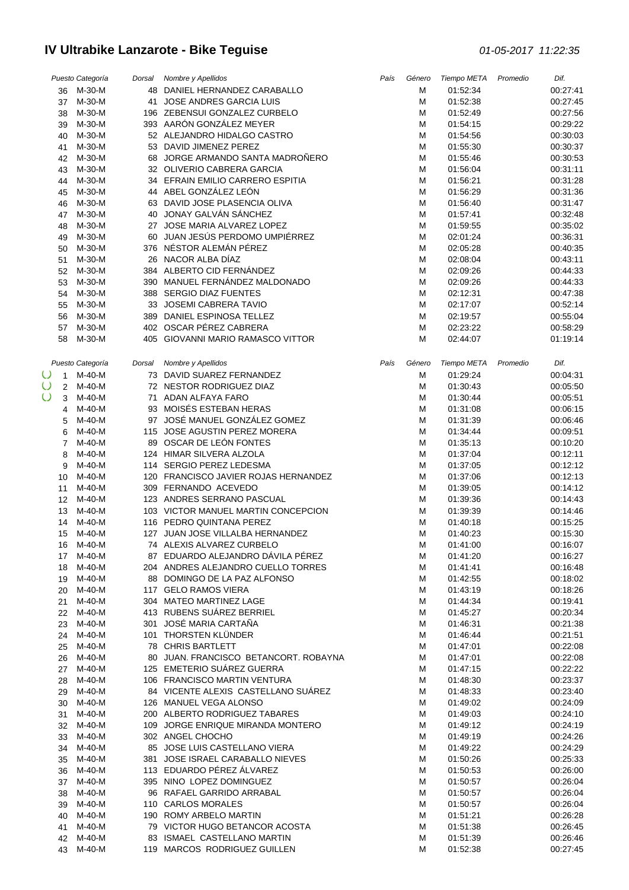# IV Ultrabike Lanzarote - Bike Teguise

01-05-2017 11:22:35

| Puesto | Categoría | Dorsal | Nombre y Apellidos | País | Género | Tiempo META | Promedio | Dif. |
|---|---|---|---|---|---|---|---|---|
| 36 | M-30-M | 48 | DANIEL HERNANDEZ CARABALLO | | M | 01:52:34 | | 00:27:41 |
| 37 | M-30-M | 41 | JOSE ANDRES GARCIA LUIS | | M | 01:52:38 | | 00:27:45 |
| 38 | M-30-M | 196 | ZEBENSUI GONZALEZ CURBELO | | M | 01:52:49 | | 00:27:56 |
| 39 | M-30-M | 393 | AARÓN GONZÁLEZ MEYER | | M | 01:54:15 | | 00:29:22 |
| 40 | M-30-M | 52 | ALEJANDRO HIDALGO CASTRO | | M | 01:54:56 | | 00:30:03 |
| 41 | M-30-M | 53 | DAVID JIMENEZ PEREZ | | M | 01:55:30 | | 00:30:37 |
| 42 | M-30-M | 68 | JORGE ARMANDO SANTA MADROÑERO | | M | 01:55:46 | | 00:30:53 |
| 43 | M-30-M | 32 | OLIVERIO CABRERA GARCIA | | M | 01:56:04 | | 00:31:11 |
| 44 | M-30-M | 34 | EFRAIN EMILIO CARRERO ESPITIA | | M | 01:56:21 | | 00:31:28 |
| 45 | M-30-M | 44 | ABEL GONZÁLEZ LEÓN | | M | 01:56:29 | | 00:31:36 |
| 46 | M-30-M | 63 | DAVID JOSE PLASENCIA OLIVA | | M | 01:56:40 | | 00:31:47 |
| 47 | M-30-M | 40 | JONAY GALVÁN SÁNCHEZ | | M | 01:57:41 | | 00:32:48 |
| 48 | M-30-M | 27 | JOSE MARIA ALVAREZ LOPEZ | | M | 01:59:55 | | 00:35:02 |
| 49 | M-30-M | 60 | JUAN JESÚS PERDOMO UMPIÉRREZ | | M | 02:01:24 | | 00:36:31 |
| 50 | M-30-M | 376 | NÉSTOR ALEMÁN PÉREZ | | M | 02:05:28 | | 00:40:35 |
| 51 | M-30-M | 26 | NACOR ALBA DÍAZ | | M | 02:08:04 | | 00:43:11 |
| 52 | M-30-M | 384 | ALBERTO CID FERNÁNDEZ | | M | 02:09:26 | | 00:44:33 |
| 53 | M-30-M | 390 | MANUEL FERNÁNDEZ MALDONADO | | M | 02:09:26 | | 00:44:33 |
| 54 | M-30-M | 388 | SERGIO DIAZ FUENTES | | M | 02:12:31 | | 00:47:38 |
| 55 | M-30-M | 33 | JOSEMI CABRERA TAVIO | | M | 02:17:07 | | 00:52:14 |
| 56 | M-30-M | 389 | DANIEL ESPINOSA TELLEZ | | M | 02:19:57 | | 00:55:04 |
| 57 | M-30-M | 402 | OSCAR PÉREZ CABRERA | | M | 02:23:22 | | 00:58:29 |
| 58 | M-30-M | 405 | GIOVANNI MARIO RAMASCO VITTOR | | M | 02:44:07 | | 01:19:14 |

| Puesto | Categoría | Dorsal | Nombre y Apellidos | País | Género | Tiempo META | Promedio | Dif. |
|---|---|---|---|---|---|---|---|---|
| 1 | M-40-M | 73 | DAVID SUAREZ FERNANDEZ | | M | 01:29:24 | | 00:04:31 |
| 2 | M-40-M | 72 | NESTOR RODRIGUEZ DIAZ | | M | 01:30:43 | | 00:05:50 |
| 3 | M-40-M | 71 | ADAN ALFAYA FARO | | M | 01:30:44 | | 00:05:51 |
| 4 | M-40-M | 93 | MOISÉS ESTEBAN HERAS | | M | 01:31:08 | | 00:06:15 |
| 5 | M-40-M | 97 | JOSÉ MANUEL GONZÁLEZ GOMEZ | | M | 01:31:39 | | 00:06:46 |
| 6 | M-40-M | 115 | JOSE AGUSTIN PEREZ MORERA | | M | 01:34:44 | | 00:09:51 |
| 7 | M-40-M | 89 | OSCAR DE LEÓN FONTES | | M | 01:35:13 | | 00:10:20 |
| 8 | M-40-M | 124 | HIMAR SILVERA ALZOLA | | M | 01:37:04 | | 00:12:11 |
| 9 | M-40-M | 114 | SERGIO PEREZ LEDESMA | | M | 01:37:05 | | 00:12:12 |
| 10 | M-40-M | 120 | FRANCISCO JAVIER ROJAS HERNANDEZ | | M | 01:37:06 | | 00:12:13 |
| 11 | M-40-M | 309 | FERNANDO ACEVEDO | | M | 01:39:05 | | 00:14:12 |
| 12 | M-40-M | 123 | ANDRES SERRANO PASCUAL | | M | 01:39:36 | | 00:14:43 |
| 13 | M-40-M | 103 | VICTOR MANUEL MARTIN CONCEPCION | | M | 01:39:39 | | 00:14:46 |
| 14 | M-40-M | 116 | PEDRO QUINTANA PEREZ | | M | 01:40:18 | | 00:15:25 |
| 15 | M-40-M | 127 | JUAN JOSE VILLALBA HERNANDEZ | | M | 01:40:23 | | 00:15:30 |
| 16 | M-40-M | 74 | ALEXIS ALVAREZ CURBELO | | M | 01:41:00 | | 00:16:07 |
| 17 | M-40-M | 87 | EDUARDO ALEJANDRO DÁVILA PÉREZ | | M | 01:41:20 | | 00:16:27 |
| 18 | M-40-M | 204 | ANDRES ALEJANDRO CUELLO TORRES | | M | 01:41:41 | | 00:16:48 |
| 19 | M-40-M | 88 | DOMINGO DE LA PAZ ALFONSO | | M | 01:42:55 | | 00:18:02 |
| 20 | M-40-M | 117 | GELO RAMOS VIERA | | M | 01:43:19 | | 00:18:26 |
| 21 | M-40-M | 304 | MATEO MARTINEZ LAGE | | M | 01:44:34 | | 00:19:41 |
| 22 | M-40-M | 413 | RUBENS SUÁREZ BERRIEL | | M | 01:45:27 | | 00:20:34 |
| 23 | M-40-M | 301 | JOSÉ MARIA CARTAÑA | | M | 01:46:31 | | 00:21:38 |
| 24 | M-40-M | 101 | THORSTEN KLÜNDER | | M | 01:46:44 | | 00:21:51 |
| 25 | M-40-M | 78 | CHRIS BARTLETT | | M | 01:47:01 | | 00:22:08 |
| 26 | M-40-M | 80 | JUAN. FRANCISCO BETANCORT. ROBAYNA | | M | 01:47:01 | | 00:22:08 |
| 27 | M-40-M | 125 | EMETERIO SUÁREZ GUERRA | | M | 01:47:15 | | 00:22:22 |
| 28 | M-40-M | 106 | FRANCISCO MARTIN VENTURA | | M | 01:48:30 | | 00:23:37 |
| 29 | M-40-M | 84 | VICENTE ALEXIS CASTELLANO SUÁREZ | | M | 01:48:33 | | 00:23:40 |
| 30 | M-40-M | 126 | MANUEL VEGA ALONSO | | M | 01:49:02 | | 00:24:09 |
| 31 | M-40-M | 200 | ALBERTO RODRIGUEZ TABARES | | M | 01:49:03 | | 00:24:10 |
| 32 | M-40-M | 109 | JORGE ENRIQUE MIRANDA MONTERO | | M | 01:49:12 | | 00:24:19 |
| 33 | M-40-M | 302 | ANGEL CHOCHO | | M | 01:49:19 | | 00:24:26 |
| 34 | M-40-M | 85 | JOSE LUIS CASTELLANO VIERA | | M | 01:49:22 | | 00:24:29 |
| 35 | M-40-M | 381 | JOSE ISRAEL CARABALLO NIEVES | | M | 01:50:26 | | 00:25:33 |
| 36 | M-40-M | 113 | EDUARDO PÉREZ ÁLVAREZ | | M | 01:50:53 | | 00:26:00 |
| 37 | M-40-M | 395 | NINO LOPEZ DOMINGUEZ | | M | 01:50:57 | | 00:26:04 |
| 38 | M-40-M | 96 | RAFAEL GARRIDO ARRABAL | | M | 01:50:57 | | 00:26:04 |
| 39 | M-40-M | 110 | CARLOS MORALES | | M | 01:50:57 | | 00:26:04 |
| 40 | M-40-M | 190 | ROMY ARBELO MARTIN | | M | 01:51:21 | | 00:26:28 |
| 41 | M-40-M | 79 | VICTOR HUGO BETANCOR ACOSTA | | M | 01:51:38 | | 00:26:45 |
| 42 | M-40-M | 83 | ISMAEL CASTELLANO MARTIN | | M | 01:51:39 | | 00:26:46 |
| 43 | M-40-M | 119 | MARCOS RODRIGUEZ GUILLEN | | M | 01:52:38 | | 00:27:45 |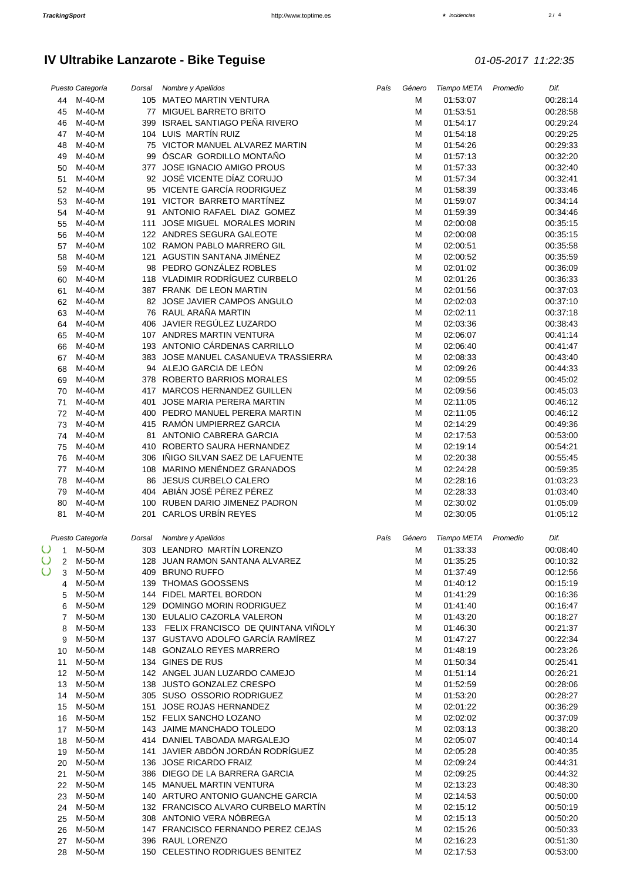# IV Ultrabike Lanzarote - Bike Teguise

*01-05-2017 11:22:35*

| Puesto | Categoría | Dorsal | Nombre y Apellidos | País | Género | Tiempo META | Promedio | Dif. |
|---|---|---|---|---|---|---|---|---|
| 44 | M-40-M | 105 | MATEO MARTIN VENTURA | | M | 01:53:07 | | 00:28:14 |
| 45 | M-40-M | 77 | MIGUEL BARRETO BRITO | | M | 01:53:51 | | 00:28:58 |
| 46 | M-40-M | 399 | ISRAEL SANTIAGO PEÑA RIVERO | | M | 01:54:17 | | 00:29:24 |
| 47 | M-40-M | 104 | LUIS MARTÍN RUIZ | | M | 01:54:18 | | 00:29:25 |
| 48 | M-40-M | 75 | VICTOR MANUEL ALVAREZ MARTIN | | M | 01:54:26 | | 00:29:33 |
| 49 | M-40-M | 99 | ÓSCAR GORDILLO MONTAÑO | | M | 01:57:13 | | 00:32:20 |
| 50 | M-40-M | 377 | JOSE IGNACIO AMIGO PROUS | | M | 01:57:33 | | 00:32:40 |
| 51 | M-40-M | 92 | JOSÉ VICENTE DÍAZ CORUJO | | M | 01:57:34 | | 00:32:41 |
| 52 | M-40-M | 95 | VICENTE GARCÍA RODRIGUEZ | | M | 01:58:39 | | 00:33:46 |
| 53 | M-40-M | 191 | VICTOR BARRETO MARTÍNEZ | | M | 01:59:07 | | 00:34:14 |
| 54 | M-40-M | 91 | ANTONIO RAFAEL DIAZ GOMEZ | | M | 01:59:39 | | 00:34:46 |
| 55 | M-40-M | 111 | JOSE MIGUEL MORALES MORIN | | M | 02:00:08 | | 00:35:15 |
| 56 | M-40-M | 122 | ANDRES SEGURA GALEOTE | | M | 02:00:08 | | 00:35:15 |
| 57 | M-40-M | 102 | RAMON PABLO MARRERO GIL | | M | 02:00:51 | | 00:35:58 |
| 58 | M-40-M | 121 | AGUSTIN SANTANA JIMÉNEZ | | M | 02:00:52 | | 00:35:59 |
| 59 | M-40-M | 98 | PEDRO GONZÁLEZ ROBLES | | M | 02:01:02 | | 00:36:09 |
| 60 | M-40-M | 118 | VLADIMIR RODRÍGUEZ CURBELO | | M | 02:01:26 | | 00:36:33 |
| 61 | M-40-M | 387 | FRANK DE LEON MARTIN | | M | 02:01:56 | | 00:37:03 |
| 62 | M-40-M | 82 | JOSE JAVIER CAMPOS ANGULO | | M | 02:02:03 | | 00:37:10 |
| 63 | M-40-M | 76 | RAUL ARAÑA MARTIN | | M | 02:02:11 | | 00:37:18 |
| 64 | M-40-M | 406 | JAVIER REGÚLEZ LUZARDO | | M | 02:03:36 | | 00:38:43 |
| 65 | M-40-M | 107 | ANDRES MARTIN VENTURA | | M | 02:06:07 | | 00:41:14 |
| 66 | M-40-M | 193 | ANTONIO CÁRDENAS CARRILLO | | M | 02:06:40 | | 00:41:47 |
| 67 | M-40-M | 383 | JOSE MANUEL CASANUEVA TRASSIERRA | | M | 02:08:33 | | 00:43:40 |
| 68 | M-40-M | 94 | ALEJO GARCIA DE LEÓN | | M | 02:09:26 | | 00:44:33 |
| 69 | M-40-M | 378 | ROBERTO BARRIOS MORALES | | M | 02:09:55 | | 00:45:02 |
| 70 | M-40-M | 417 | MARCOS HERNANDEZ GUILLEN | | M | 02:09:56 | | 00:45:03 |
| 71 | M-40-M | 401 | JOSE MARIA PERERA MARTIN | | M | 02:11:05 | | 00:46:12 |
| 72 | M-40-M | 400 | PEDRO MANUEL PERERA MARTIN | | M | 02:11:05 | | 00:46:12 |
| 73 | M-40-M | 415 | RAMÓN UMPIERREZ GARCIA | | M | 02:14:29 | | 00:49:36 |
| 74 | M-40-M | 81 | ANTONIO CABRERA GARCIA | | M | 02:17:53 | | 00:53:00 |
| 75 | M-40-M | 410 | ROBERTO SAURA HERNANDEZ | | M | 02:19:14 | | 00:54:21 |
| 76 | M-40-M | 306 | IÑIGO SILVAN SAEZ DE LAFUENTE | | M | 02:20:38 | | 00:55:45 |
| 77 | M-40-M | 108 | MARINO MENÉNDEZ GRANADOS | | M | 02:24:28 | | 00:59:35 |
| 78 | M-40-M | 86 | JESUS CURBELO CALERO | | M | 02:28:16 | | 01:03:23 |
| 79 | M-40-M | 404 | ABIÁN JOSÉ PÉREZ PÉREZ | | M | 02:28:33 | | 01:03:40 |
| 80 | M-40-M | 100 | RUBEN DARIO JIMENEZ PADRON | | M | 02:30:02 | | 01:05:09 |
| 81 | M-40-M | 201 | CARLOS URBÍN REYES | | M | 02:30:05 | | 01:05:12 |

| Puesto | Categoría | Dorsal | Nombre y Apellidos | País | Género | Tiempo META | Promedio | Dif. |
|---|---|---|---|---|---|---|---|---|
| 1 | M-50-M | 303 | LEANDRO MARTÍN LORENZO | | M | 01:33:33 | | 00:08:40 |
| 2 | M-50-M | 128 | JUAN RAMON SANTANA ALVAREZ | | M | 01:35:25 | | 00:10:32 |
| 3 | M-50-M | 409 | BRUNO RUFFO | | M | 01:37:49 | | 00:12:56 |
| 4 | M-50-M | 139 | THOMAS GOOSSENS | | M | 01:40:12 | | 00:15:19 |
| 5 | M-50-M | 144 | FIDEL MARTEL BORDON | | M | 01:41:29 | | 00:16:36 |
| 6 | M-50-M | 129 | DOMINGO MORIN RODRIGUEZ | | M | 01:41:40 | | 00:16:47 |
| 7 | M-50-M | 130 | EULALIO CAZORLA VALERON | | M | 01:43:20 | | 00:18:27 |
| 8 | M-50-M | 133 | FELIX FRANCISCO DE QUINTANA VIÑOLY | | M | 01:46:30 | | 00:21:37 |
| 9 | M-50-M | 137 | GUSTAVO ADOLFO GARCÍA RAMÍREZ | | M | 01:47:27 | | 00:22:34 |
| 10 | M-50-M | 148 | GONZALO REYES MARRERO | | M | 01:48:19 | | 00:23:26 |
| 11 | M-50-M | 134 | GINES DE RUS | | M | 01:50:34 | | 00:25:41 |
| 12 | M-50-M | 142 | ANGEL JUAN LUZARDO CAMEJO | | M | 01:51:14 | | 00:26:21 |
| 13 | M-50-M | 138 | JUSTO GONZALEZ CRESPO | | M | 01:52:59 | | 00:28:06 |
| 14 | M-50-M | 305 | SUSO OSSORIO RODRIGUEZ | | M | 01:53:20 | | 00:28:27 |
| 15 | M-50-M | 151 | JOSE ROJAS HERNANDEZ | | M | 02:01:22 | | 00:36:29 |
| 16 | M-50-M | 152 | FELIX SANCHO LOZANO | | M | 02:02:02 | | 00:37:09 |
| 17 | M-50-M | 143 | JAIME MANCHADO TOLEDO | | M | 02:03:13 | | 00:38:20 |
| 18 | M-50-M | 414 | DANIEL TABOADA MARGALEJO | | M | 02:05:07 | | 00:40:14 |
| 19 | M-50-M | 141 | JAVIER ABDÓN JORDÁN RODRÍGUEZ | | M | 02:05:28 | | 00:40:35 |
| 20 | M-50-M | 136 | JOSE RICARDO FRAIZ | | M | 02:09:24 | | 00:44:31 |
| 21 | M-50-M | 386 | DIEGO DE LA BARRERA GARCIA | | M | 02:09:25 | | 00:44:32 |
| 22 | M-50-M | 145 | MANUEL MARTIN VENTURA | | M | 02:13:23 | | 00:48:30 |
| 23 | M-50-M | 140 | ARTURO ANTONIO GUANCHE GARCIA | | M | 02:14:53 | | 00:50:00 |
| 24 | M-50-M | 132 | FRANCISCO ALVARO CURBELO MARTÍN | | M | 02:15:12 | | 00:50:19 |
| 25 | M-50-M | 308 | ANTONIO VERA NÓBREGA | | M | 02:15:13 | | 00:50:20 |
| 26 | M-50-M | 147 | FRANCISCO FERNANDO PEREZ CEJAS | | M | 02:15:26 | | 00:50:33 |
| 27 | M-50-M | 396 | RAUL LORENZO | | M | 02:16:23 | | 00:51:30 |
| 28 | M-50-M | 150 | CELESTINO RODRIGUES BENITEZ | | M | 02:17:53 | | 00:53:00 |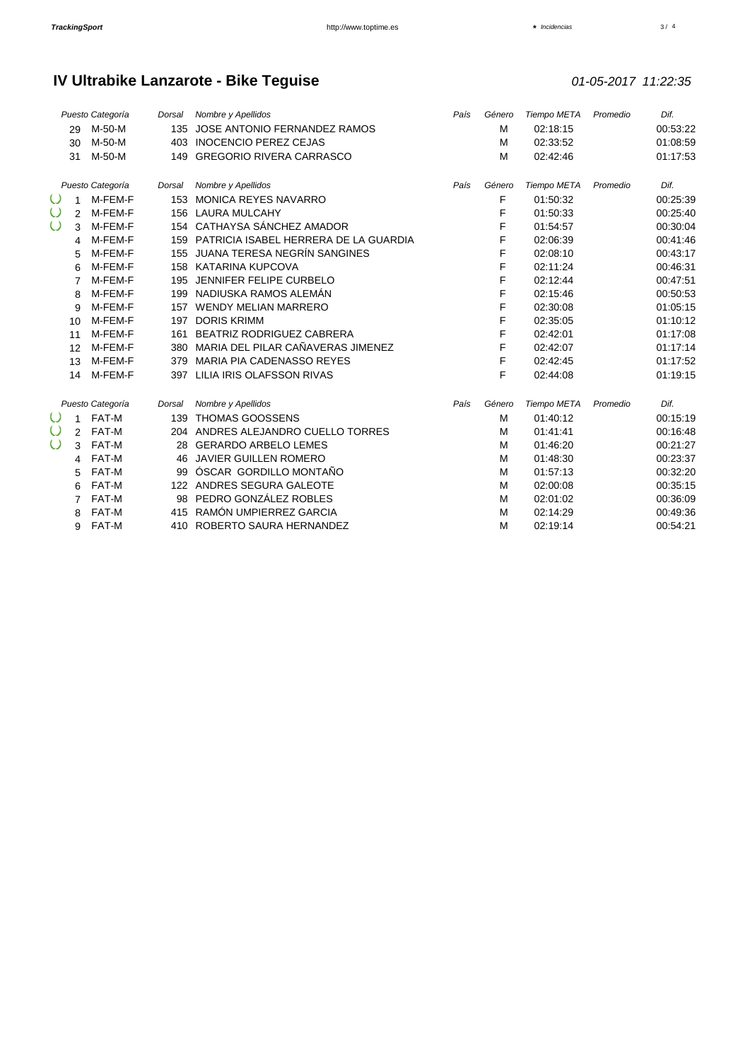# IV Ultrabike Lanzarote - Bike Teguise

*01-05-2017 11:22:35*

| Puesto | Categoría | Dorsal | Nombre y Apellidos | País | Género | Tiempo META | Promedio | Dif. |
|---|---|---|---|---|---|---|---|---|
| 29 | M-50-M | 135 | JOSE ANTONIO FERNANDEZ RAMOS | | M | 02:18:15 | | 00:53:22 |
| 30 | M-50-M | 403 | INOCENCIO PEREZ CEJAS | | M | 02:33:52 | | 01:08:59 |
| 31 | M-50-M | 149 | GREGORIO RIVERA CARRASCO | | M | 02:42:46 | | 01:17:53 |

| Puesto | Categoría | Dorsal | Nombre y Apellidos | País | Género | Tiempo META | Promedio | Dif. |
|---|---|---|---|---|---|---|---|---|
| 1 | M-FEM-F | 153 | MONICA REYES NAVARRO | | F | 01:50:32 | | 00:25:39 |
| 2 | M-FEM-F | 156 | LAURA MULCAHY | | F | 01:50:33 | | 00:25:40 |
| 3 | M-FEM-F | 154 | CATHAYSA SÁNCHEZ AMADOR | | F | 01:54:57 | | 00:30:04 |
| 4 | M-FEM-F | 159 | PATRICIA ISABEL HERRERA DE LA GUARDIA | | F | 02:06:39 | | 00:41:46 |
| 5 | M-FEM-F | 155 | JUANA TERESA NEGRÍN SANGINES | | F | 02:08:10 | | 00:43:17 |
| 6 | M-FEM-F | 158 | KATARINA KUPCOVA | | F | 02:11:24 | | 00:46:31 |
| 7 | M-FEM-F | 195 | JENNIFER FELIPE CURBELO | | F | 02:12:44 | | 00:47:51 |
| 8 | M-FEM-F | 199 | NADIUSKA RAMOS ALEMÁN | | F | 02:15:46 | | 00:50:53 |
| 9 | M-FEM-F | 157 | WENDY MELIAN MARRERO | | F | 02:30:08 | | 01:05:15 |
| 10 | M-FEM-F | 197 | DORIS KRIMM | | F | 02:35:05 | | 01:10:12 |
| 11 | M-FEM-F | 161 | BEATRIZ RODRIGUEZ CABRERA | | F | 02:42:01 | | 01:17:08 |
| 12 | M-FEM-F | 380 | MARIA DEL PILAR CAÑAVERAS JIMENEZ | | F | 02:42:07 | | 01:17:14 |
| 13 | M-FEM-F | 379 | MARIA PIA CADENASSO REYES | | F | 02:42:45 | | 01:17:52 |
| 14 | M-FEM-F | 397 | LILIA IRIS OLAFSSON RIVAS | | F | 02:44:08 | | 01:19:15 |

| Puesto | Categoría | Dorsal | Nombre y Apellidos | País | Género | Tiempo META | Promedio | Dif. |
|---|---|---|---|---|---|---|---|---|
| 1 | FAT-M | 139 | THOMAS GOOSSENS | | M | 01:40:12 | | 00:15:19 |
| 2 | FAT-M | 204 | ANDRES ALEJANDRO CUELLO TORRES | | M | 01:41:41 | | 00:16:48 |
| 3 | FAT-M | 28 | GERARDO ARBELO LEMES | | M | 01:46:20 | | 00:21:27 |
| 4 | FAT-M | 46 | JAVIER GUILLEN ROMERO | | M | 01:48:30 | | 00:23:37 |
| 5 | FAT-M | 99 | ÓSCAR GORDILLO MONTAÑO | | M | 01:57:13 | | 00:32:20 |
| 6 | FAT-M | 122 | ANDRES SEGURA GALEOTE | | M | 02:00:08 | | 00:35:15 |
| 7 | FAT-M | 98 | PEDRO GONZÁLEZ ROBLES | | M | 02:01:02 | | 00:36:09 |
| 8 | FAT-M | 415 | RAMÓN UMPIERREZ GARCIA | | M | 02:14:29 | | 00:49:36 |
| 9 | FAT-M | 410 | ROBERTO SAURA HERNANDEZ | | M | 02:19:14 | | 00:54:21 |